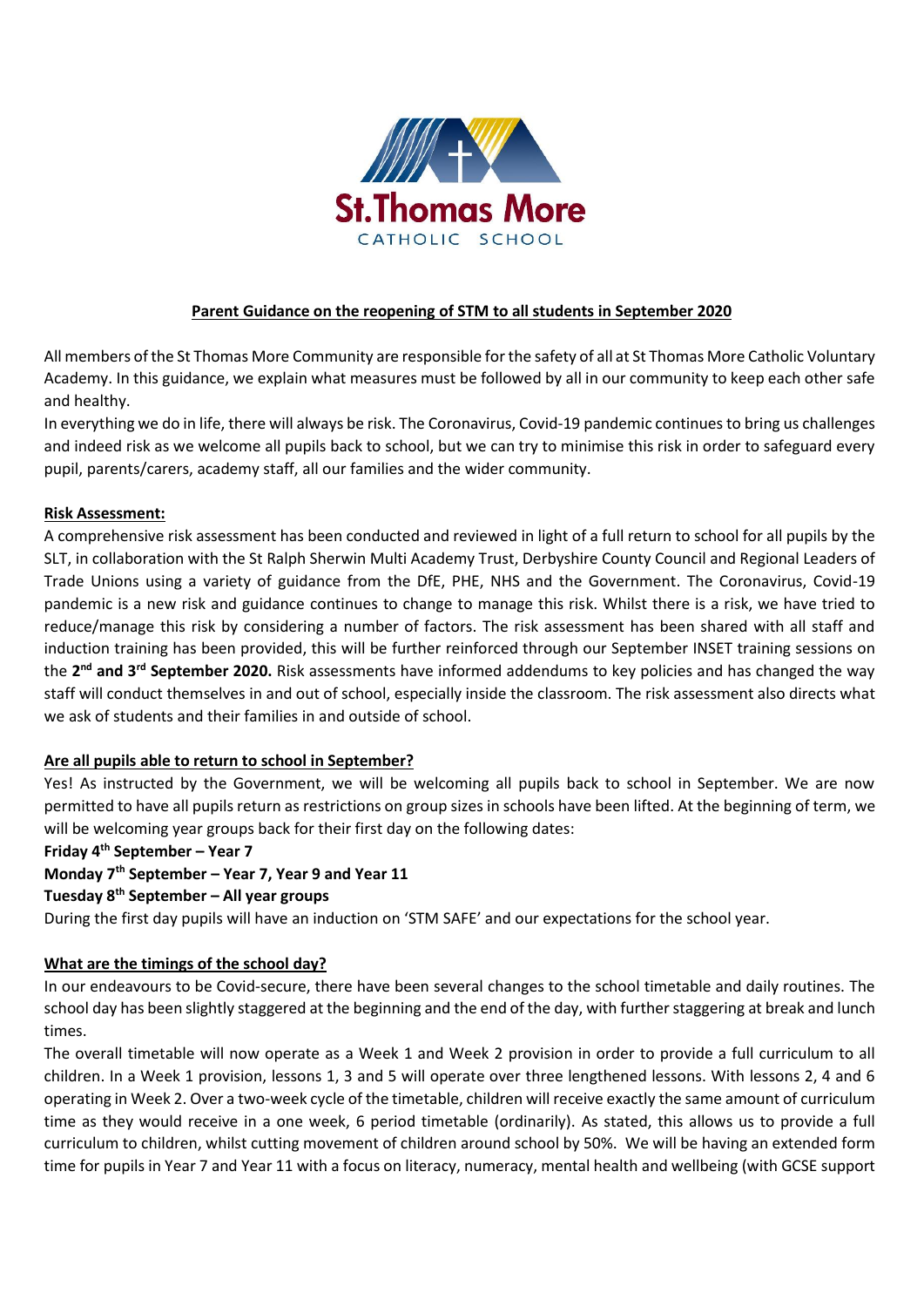St.Thomas More CATHOLIC SCHOOL

# Parent Guidance on the reopening of STM to all students in September 2020

All members of the St Thomas More Community are responsible for the safety of all at St Thomas More Catholic Voluntary Academy. In this guidance, we explain what measures must be followed by all in our community to keep each other safe and healthy.

In everything we do in life, there will always be risk. The Coronavirus, Covid-19 pandemic continues to bring us challenges and indeed risk as we welcome all pupils back to school, but we can try to minimise this risk in order to safeguard every pupil, parents/carers, academy staff, all our families and the wider community.

## Risk Assessment:

A comprehensive risk assessment has been conducted and reviewed in light of a full return to school for all pupils by the SLT, in collaboration with the St Ralph Sherwin Multi Academy Trust, Derbyshire County Council and Regional Leaders of Trade Unions using a variety of guidance from the DfE, PHE, NHS and the Government. The Coronavirus, Covid-19 pandemic is a new risk and guidance continues to change to manage this risk. Whilst there is a risk, we have tried to reduce/manage this risk by considering a number of factors. The risk assessment has been shared with all staff and induction training has been provided, this will be further reinforced through our September INSET training sessions on the **2nd and 3rd September 2020.** Risk assessments have informed addendums to key policies and has changed the way staff will conduct themselves in and out of school, especially inside the classroom. The risk assessment also directs what we ask of students and their families in and outside of school.

## Are all pupils able to return to school in September?

Yes! As instructed by the Government, we will be welcoming all pupils back to school in September. We are now permitted to have all pupils return as restrictions on group sizes in schools have been lifted. At the beginning of term, we will be welcoming year groups back for their first day on the following dates:

**Friday 4th September – Year 7**
**Monday 7th September – Year 7, Year 9 and Year 11**
**Tuesday 8th September – All year groups**

During the first day pupils will have an induction on 'STM SAFE' and our expectations for the school year.

## What are the timings of the school day?

In our endeavours to be Covid-secure, there have been several changes to the school timetable and daily routines. The school day has been slightly staggered at the beginning and the end of the day, with further staggering at break and lunch times.

The overall timetable will now operate as a Week 1 and Week 2 provision in order to provide a full curriculum to all children. In a Week 1 provision, lessons 1, 3 and 5 will operate over three lengthened lessons. With lessons 2, 4 and 6 operating in Week 2. Over a two-week cycle of the timetable, children will receive exactly the same amount of curriculum time as they would receive in a one week, 6 period timetable (ordinarily). As stated, this allows us to provide a full curriculum to children, whilst cutting movement of children around school by 50%. We will be having an extended form time for pupils in Year 7 and Year 11 with a focus on literacy, numeracy, mental health and wellbeing (with GCSE support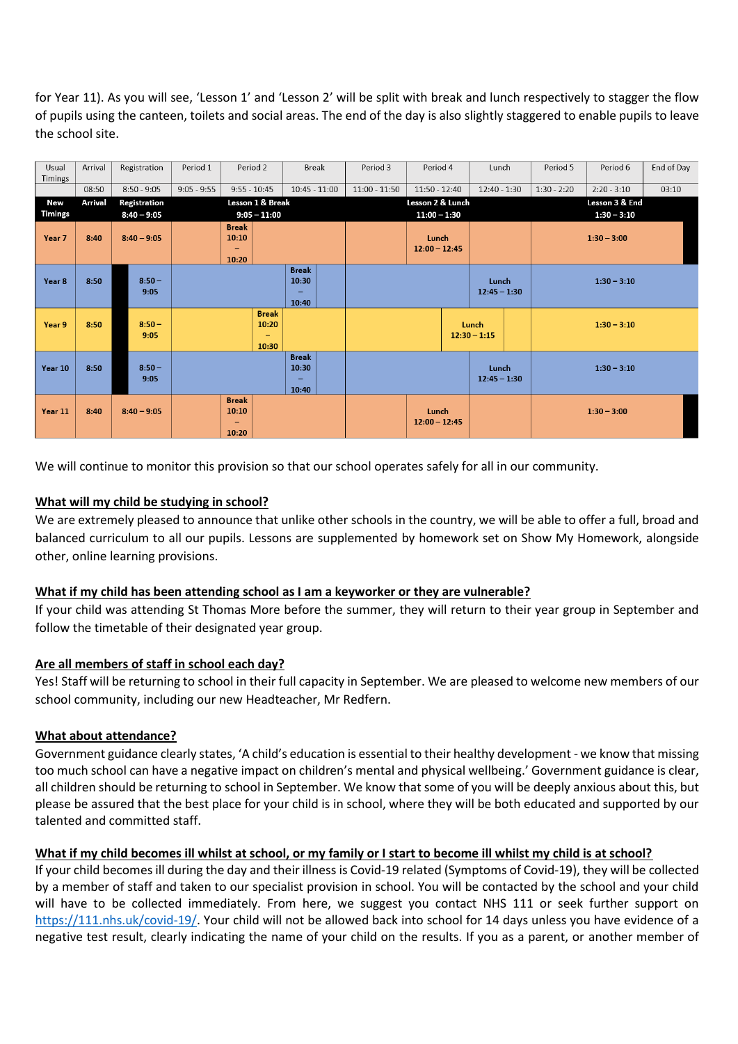for Year 11). As you will see, 'Lesson 1' and 'Lesson 2' will be split with break and lunch respectively to stagger the flow of pupils using the canteen, toilets and social areas. The end of the day is also slightly staggered to enable pupils to leave the school site.

| Usual Timings | Arrival | Registration | Period 1 | Period 2 | Break | Period 3 | Period 4 | Lunch | Period 5 | Period 6 | End of Day |
|---|---|---|---|---|---|---|---|---|---|---|---|
| | 08:50 | 8:50 - 9:05 | 9:05 - 9:55 | 9:55 - 10:45 | 10:45 - 11:00 | 11:00 - 11:50 | 11:50 - 12:40 | 12:40 - 1:30 | 1:30 - 2:20 | 2:20 - 3:10 | 03:10 |
| **New Timings** | **Arrival** | **Registration 8:40 – 9:05** | **Lesson 1 & Break 9:05 – 11:00** | | | **Lesson 2 & Lunch 11:00 – 1:30** | | | **Lesson 3 & End 1:30 – 3:10** | | |
| **Year 7** | **8:40** | **8:40 – 9:05** | | **Break 10:10 – 10:20** | | | **Lunch 12:00 – 12:45** | | **1:30 – 3:00** | | |
| **Year 8** | **8:50** | **8:50 – 9:05** | | | **Break 10:30 – 10:40** | | | **Lunch 12:45 – 1:30** | **1:30 – 3:10** | | |
| **Year 9** | **8:50** | **8:50 – 9:05** | | **Break 10:20 – 10:30** | | | **Lunch 12:30 – 1:15** | | **1:30 – 3:10** | | |
| **Year 10** | **8:50** | **8:50 – 9:05** | | | **Break 10:30 – 10:40** | | | **Lunch 12:45 – 1:30** | **1:30 – 3:10** | | |
| **Year 11** | **8:40** | **8:40 – 9:05** | | **Break 10:10 – 10:20** | | | **Lunch 12:00 – 12:45** | | **1:30 – 3:00** | | |

We will continue to monitor this provision so that our school operates safely for all in our community.

**What will my child be studying in school?**

We are extremely pleased to announce that unlike other schools in the country, we will be able to offer a full, broad and balanced curriculum to all our pupils. Lessons are supplemented by homework set on Show My Homework, alongside other, online learning provisions.

**What if my child has been attending school as I am a keyworker or they are vulnerable?**

If your child was attending St Thomas More before the summer, they will return to their year group in September and follow the timetable of their designated year group.

**Are all members of staff in school each day?**

Yes! Staff will be returning to school in their full capacity in September. We are pleased to welcome new members of our school community, including our new Headteacher, Mr Redfern.

**What about attendance?**

Government guidance clearly states, 'A child's education is essential to their healthy development - we know that missing too much school can have a negative impact on children's mental and physical wellbeing.' Government guidance is clear, all children should be returning to school in September. We know that some of you will be deeply anxious about this, but please be assured that the best place for your child is in school, where they will be both educated and supported by our talented and committed staff.

**What if my child becomes ill whilst at school, or my family or I start to become ill whilst my child is at school?**

If your child becomes ill during the day and their illness is Covid-19 related (Symptoms of Covid-19), they will be collected by a member of staff and taken to our specialist provision in school. You will be contacted by the school and your child will have to be collected immediately. From here, we suggest you contact NHS 111 or seek further support on https://111.nhs.uk/covid-19/. Your child will not be allowed back into school for 14 days unless you have evidence of a negative test result, clearly indicating the name of your child on the results. If you as a parent, or another member of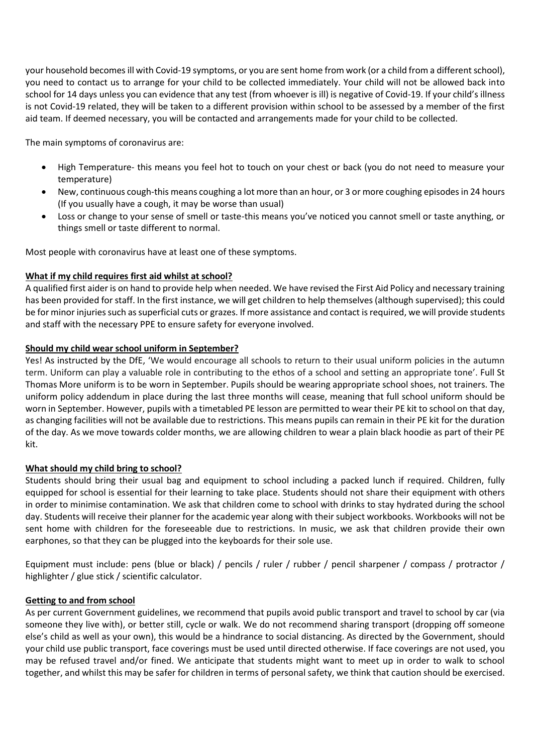your household becomes ill with Covid-19 symptoms, or you are sent home from work (or a child from a different school), you need to contact us to arrange for your child to be collected immediately. Your child will not be allowed back into school for 14 days unless you can evidence that any test (from whoever is ill) is negative of Covid-19. If your child's illness is not Covid-19 related, they will be taken to a different provision within school to be assessed by a member of the first aid team. If deemed necessary, you will be contacted and arrangements made for your child to be collected.

The main symptoms of coronavirus are:

- High Temperature- this means you feel hot to touch on your chest or back (you do not need to measure your temperature)
- New, continuous cough-this means coughing a lot more than an hour, or 3 or more coughing episodes in 24 hours (If you usually have a cough, it may be worse than usual)
- Loss or change to your sense of smell or taste-this means you've noticed you cannot smell or taste anything, or things smell or taste different to normal.

Most people with coronavirus have at least one of these symptoms.

**<u>What if my child requires first aid whilst at school?</u>**

A qualified first aider is on hand to provide help when needed. We have revised the First Aid Policy and necessary training has been provided for staff. In the first instance, we will get children to help themselves (although supervised); this could be for minor injuries such as superficial cuts or grazes. If more assistance and contact is required, we will provide students and staff with the necessary PPE to ensure safety for everyone involved.

**<u>Should my child wear school uniform in September?</u>**

Yes! As instructed by the DfE, 'We would encourage all schools to return to their usual uniform policies in the autumn term. Uniform can play a valuable role in contributing to the ethos of a school and setting an appropriate tone'. Full St Thomas More uniform is to be worn in September. Pupils should be wearing appropriate school shoes, not trainers. The uniform policy addendum in place during the last three months will cease, meaning that full school uniform should be worn in September. However, pupils with a timetabled PE lesson are permitted to wear their PE kit to school on that day, as changing facilities will not be available due to restrictions. This means pupils can remain in their PE kit for the duration of the day. As we move towards colder months, we are allowing children to wear a plain black hoodie as part of their PE kit.

**<u>What should my child bring to school?</u>**

Students should bring their usual bag and equipment to school including a packed lunch if required. Children, fully equipped for school is essential for their learning to take place. Students should not share their equipment with others in order to minimise contamination. We ask that children come to school with drinks to stay hydrated during the school day. Students will receive their planner for the academic year along with their subject workbooks. Workbooks will not be sent home with children for the foreseeable due to restrictions. In music, we ask that children provide their own earphones, so that they can be plugged into the keyboards for their sole use.

Equipment must include: pens (blue or black) / pencils / ruler / rubber / pencil sharpener / compass / protractor / highlighter / glue stick / scientific calculator.

**<u>Getting to and from school</u>**

As per current Government guidelines, we recommend that pupils avoid public transport and travel to school by car (via someone they live with), or better still, cycle or walk. We do not recommend sharing transport (dropping off someone else's child as well as your own), this would be a hindrance to social distancing. As directed by the Government, should your child use public transport, face coverings must be used until directed otherwise. If face coverings are not used, you may be refused travel and/or fined. We anticipate that students might want to meet up in order to walk to school together, and whilst this may be safer for children in terms of personal safety, we think that caution should be exercised.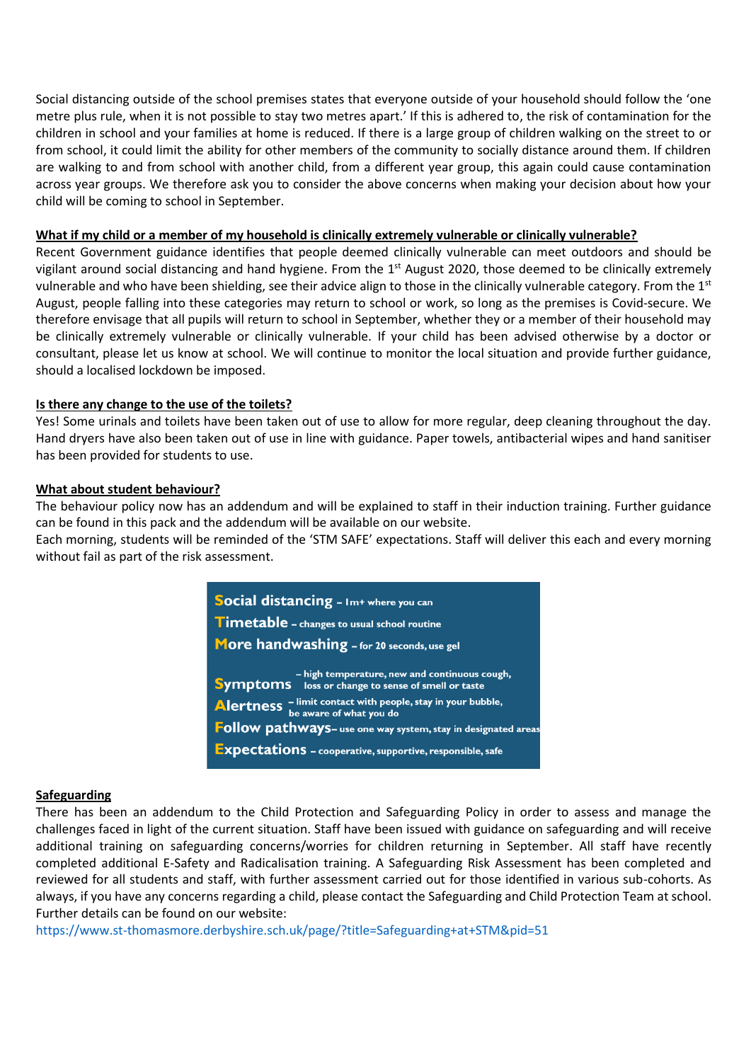Social distancing outside of the school premises states that everyone outside of your household should follow the 'one metre plus rule, when it is not possible to stay two metres apart.' If this is adhered to, the risk of contamination for the children in school and your families at home is reduced. If there is a large group of children walking on the street to or from school, it could limit the ability for other members of the community to socially distance around them. If children are walking to and from school with another child, from a different year group, this again could cause contamination across year groups. We therefore ask you to consider the above concerns when making your decision about how your child will be coming to school in September.

**What if my child or a member of my household is clinically extremely vulnerable or clinically vulnerable?**

Recent Government guidance identifies that people deemed clinically vulnerable can meet outdoors and should be vigilant around social distancing and hand hygiene. From the 1st August 2020, those deemed to be clinically extremely vulnerable and who have been shielding, see their advice align to those in the clinically vulnerable category. From the 1st August, people falling into these categories may return to school or work, so long as the premises is Covid-secure. We therefore envisage that all pupils will return to school in September, whether they or a member of their household may be clinically extremely vulnerable or clinically vulnerable. If your child has been advised otherwise by a doctor or consultant, please let us know at school. We will continue to monitor the local situation and provide further guidance, should a localised lockdown be imposed.

**Is there any change to the use of the toilets?**

Yes! Some urinals and toilets have been taken out of use to allow for more regular, deep cleaning throughout the day. Hand dryers have also been taken out of use in line with guidance. Paper towels, antibacterial wipes and hand sanitiser has been provided for students to use.

**What about student behaviour?**

The behaviour policy now has an addendum and will be explained to staff in their induction training. Further guidance can be found in this pack and the addendum will be available on our website.

Each morning, students will be reminded of the 'STM SAFE' expectations. Staff will deliver this each and every morning without fail as part of the risk assessment.

- **S**ocial distancing – 1m+ where you can
- **T**imetable – changes to usual school routine
- **M**ore handwashing – for 20 seconds, use gel
- **S**ymptoms – high temperature, new and continuous cough, loss or change to sense of smell or taste
- **A**lertness – limit contact with people, stay in your bubble, be aware of what you do
- **F**ollow pathways – use one way system, stay in designated areas
- **E**xpectations – cooperative, supportive, responsible, safe

**Safeguarding**

There has been an addendum to the Child Protection and Safeguarding Policy in order to assess and manage the challenges faced in light of the current situation. Staff have been issued with guidance on safeguarding and will receive additional training on safeguarding concerns/worries for children returning in September. All staff have recently completed additional E-Safety and Radicalisation training. A Safeguarding Risk Assessment has been completed and reviewed for all students and staff, with further assessment carried out for those identified in various sub-cohorts. As always, if you have any concerns regarding a child, please contact the Safeguarding and Child Protection Team at school. Further details can be found on our website:
https://www.st-thomasmore.derbyshire.sch.uk/page/?title=Safeguarding+at+STM&pid=51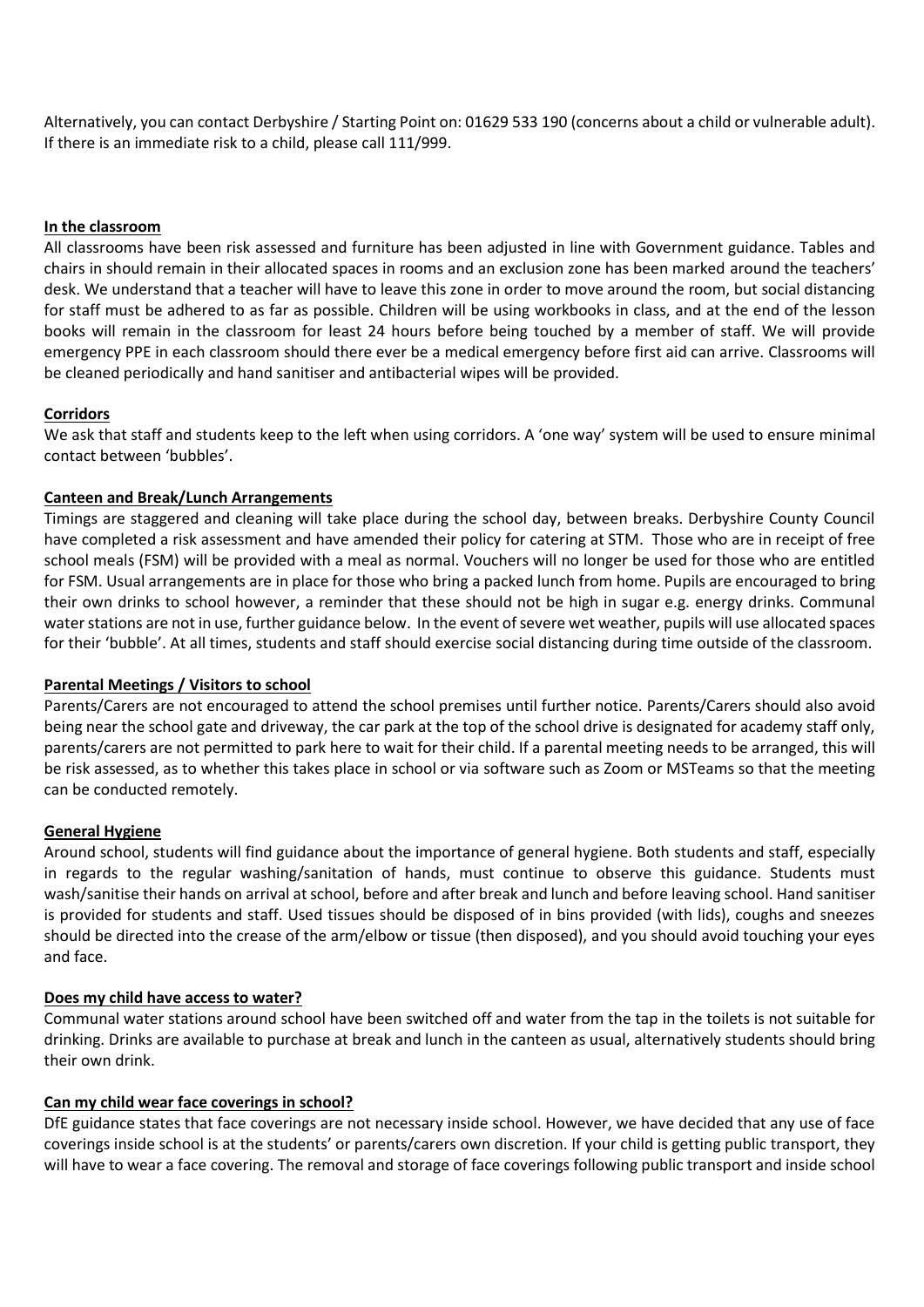Alternatively, you can contact Derbyshire / Starting Point on: 01629 533 190 (concerns about a child or vulnerable adult). If there is an immediate risk to a child, please call 111/999.

**In the classroom**

All classrooms have been risk assessed and furniture has been adjusted in line with Government guidance. Tables and chairs in should remain in their allocated spaces in rooms and an exclusion zone has been marked around the teachers' desk. We understand that a teacher will have to leave this zone in order to move around the room, but social distancing for staff must be adhered to as far as possible. Children will be using workbooks in class, and at the end of the lesson books will remain in the classroom for least 24 hours before being touched by a member of staff. We will provide emergency PPE in each classroom should there ever be a medical emergency before first aid can arrive. Classrooms will be cleaned periodically and hand sanitiser and antibacterial wipes will be provided.

**Corridors**

We ask that staff and students keep to the left when using corridors. A 'one way' system will be used to ensure minimal contact between 'bubbles'.

**Canteen and Break/Lunch Arrangements**

Timings are staggered and cleaning will take place during the school day, between breaks. Derbyshire County Council have completed a risk assessment and have amended their policy for catering at STM. Those who are in receipt of free school meals (FSM) will be provided with a meal as normal. Vouchers will no longer be used for those who are entitled for FSM. Usual arrangements are in place for those who bring a packed lunch from home. Pupils are encouraged to bring their own drinks to school however, a reminder that these should not be high in sugar e.g. energy drinks. Communal water stations are not in use, further guidance below. In the event of severe wet weather, pupils will use allocated spaces for their 'bubble'. At all times, students and staff should exercise social distancing during time outside of the classroom.

**Parental Meetings / Visitors to school**

Parents/Carers are not encouraged to attend the school premises until further notice. Parents/Carers should also avoid being near the school gate and driveway, the car park at the top of the school drive is designated for academy staff only, parents/carers are not permitted to park here to wait for their child. If a parental meeting needs to be arranged, this will be risk assessed, as to whether this takes place in school or via software such as Zoom or MSTeams so that the meeting can be conducted remotely.

**General Hygiene**

Around school, students will find guidance about the importance of general hygiene. Both students and staff, especially in regards to the regular washing/sanitation of hands, must continue to observe this guidance. Students must wash/sanitise their hands on arrival at school, before and after break and lunch and before leaving school. Hand sanitiser is provided for students and staff. Used tissues should be disposed of in bins provided (with lids), coughs and sneezes should be directed into the crease of the arm/elbow or tissue (then disposed), and you should avoid touching your eyes and face.

**Does my child have access to water?**

Communal water stations around school have been switched off and water from the tap in the toilets is not suitable for drinking. Drinks are available to purchase at break and lunch in the canteen as usual, alternatively students should bring their own drink.

**Can my child wear face coverings in school?**

DfE guidance states that face coverings are not necessary inside school. However, we have decided that any use of face coverings inside school is at the students' or parents/carers own discretion. If your child is getting public transport, they will have to wear a face covering. The removal and storage of face coverings following public transport and inside school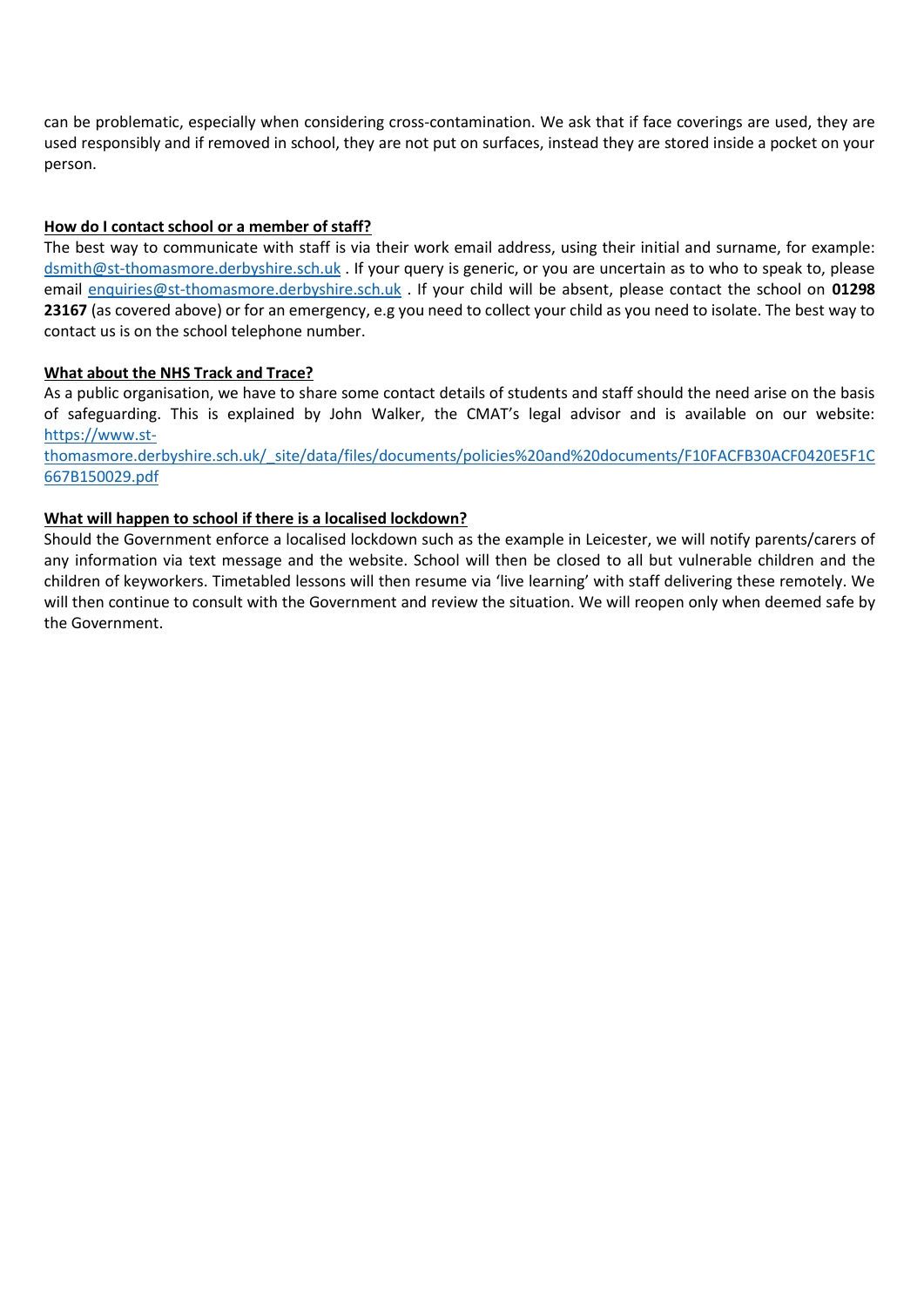can be problematic, especially when considering cross-contamination. We ask that if face coverings are used, they are used responsibly and if removed in school, they are not put on surfaces, instead they are stored inside a pocket on your person.

**How do I contact school or a member of staff?**

The best way to communicate with staff is via their work email address, using their initial and surname, for example: dsmith@st-thomasmore.derbyshire.sch.uk . If your query is generic, or you are uncertain as to who to speak to, please email enquiries@st-thomasmore.derbyshire.sch.uk . If your child will be absent, please contact the school on **01298 23167** (as covered above) or for an emergency, e.g you need to collect your child as you need to isolate. The best way to contact us is on the school telephone number.

**What about the NHS Track and Trace?**

As a public organisation, we have to share some contact details of students and staff should the need arise on the basis of safeguarding. This is explained by John Walker, the CMAT's legal advisor and is available on our website: https://www.st-thomasmore.derbyshire.sch.uk/_site/data/files/documents/policies%20and%20documents/F10FACFB30ACF0420E5F1C667B150029.pdf

**What will happen to school if there is a localised lockdown?**

Should the Government enforce a localised lockdown such as the example in Leicester, we will notify parents/carers of any information via text message and the website. School will then be closed to all but vulnerable children and the children of keyworkers. Timetabled lessons will then resume via 'live learning' with staff delivering these remotely. We will then continue to consult with the Government and review the situation. We will reopen only when deemed safe by the Government.